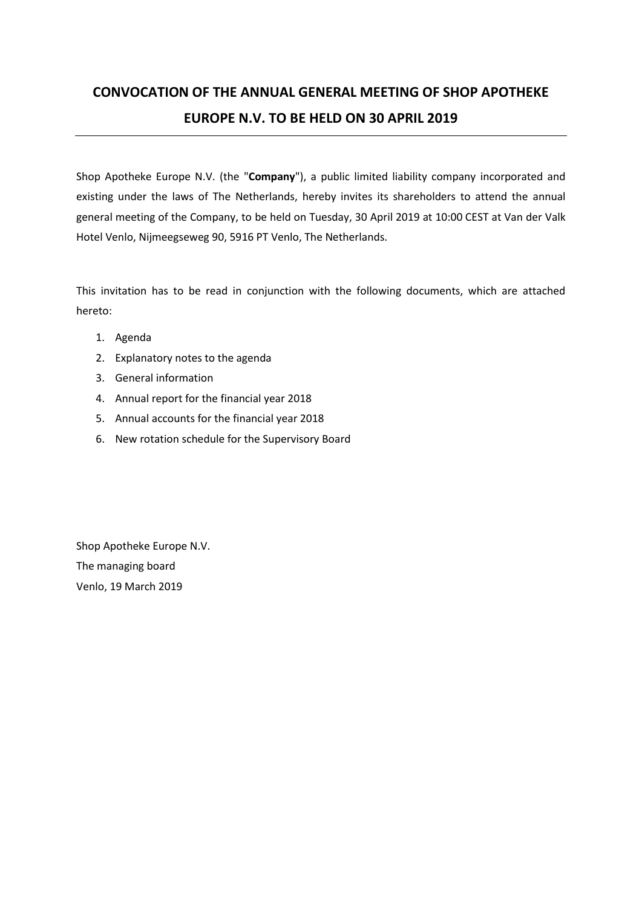# CONVOCATION OF THE ANNUAL GENERAL MEETING OF SHOP APOTHEKE EUROPE N.V. TO BE HELD ON 30 APRIL 2019

---

Shop Apotheke Europe N.V. (the "**Company**"), a public limited liability company incorporated and existing under the laws of The Netherlands, hereby invites its shareholders to attend the annual general meeting of the Company, to be held on Tuesday, 30 April 2019 at 10:00 CEST at Van der Valk Hotel Venlo, Nijmeegseweg 90, 5916 PT Venlo, The Netherlands.

This invitation has to be read in conjunction with the following documents, which are attached hereto:

1. Agenda
2. Explanatory notes to the agenda
3. General information
4. Annual report for the financial year 2018
5. Annual accounts for the financial year 2018
6. New rotation schedule for the Supervisory Board

Shop Apotheke Europe N.V.  
The managing board  
Venlo, 19 March 2019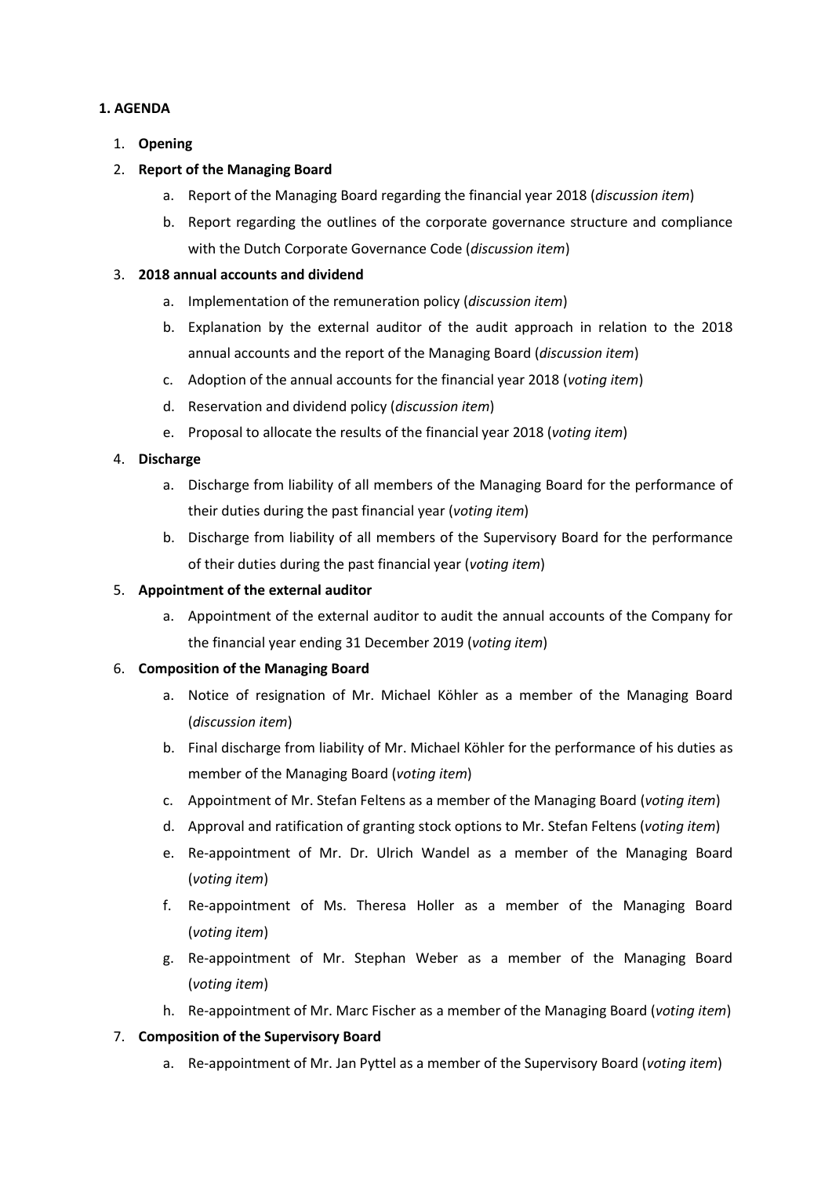## 1. AGENDA

1. **Opening**
2. **Report of the Managing Board**
    a. Report of the Managing Board regarding the financial year 2018 (*discussion item*)
    b. Report regarding the outlines of the corporate governance structure and compliance with the Dutch Corporate Governance Code (*discussion item*)
3. **2018 annual accounts and dividend**
    a. Implementation of the remuneration policy (*discussion item*)
    b. Explanation by the external auditor of the audit approach in relation to the 2018 annual accounts and the report of the Managing Board (*discussion item*)
    c. Adoption of the annual accounts for the financial year 2018 (*voting item*)
    d. Reservation and dividend policy (*discussion item*)
    e. Proposal to allocate the results of the financial year 2018 (*voting item*)
4. **Discharge**
    a. Discharge from liability of all members of the Managing Board for the performance of their duties during the past financial year (*voting item*)
    b. Discharge from liability of all members of the Supervisory Board for the performance of their duties during the past financial year (*voting item*)
5. **Appointment of the external auditor**
    a. Appointment of the external auditor to audit the annual accounts of the Company for the financial year ending 31 December 2019 (*voting item*)
6. **Composition of the Managing Board**
    a. Notice of resignation of Mr. Michael Köhler as a member of the Managing Board (*discussion item*)
    b. Final discharge from liability of Mr. Michael Köhler for the performance of his duties as member of the Managing Board (*voting item*)
    c. Appointment of Mr. Stefan Feltens as a member of the Managing Board (*voting item*)
    d. Approval and ratification of granting stock options to Mr. Stefan Feltens (*voting item*)
    e. Re-appointment of Mr. Dr. Ulrich Wandel as a member of the Managing Board (*voting item*)
    f. Re-appointment of Ms. Theresa Holler as a member of the Managing Board (*voting item*)
    g. Re-appointment of Mr. Stephan Weber as a member of the Managing Board (*voting item*)
    h. Re-appointment of Mr. Marc Fischer as a member of the Managing Board (*voting item*)
7. **Composition of the Supervisory Board**
    a. Re-appointment of Mr. Jan Pyttel as a member of the Supervisory Board (*voting item*)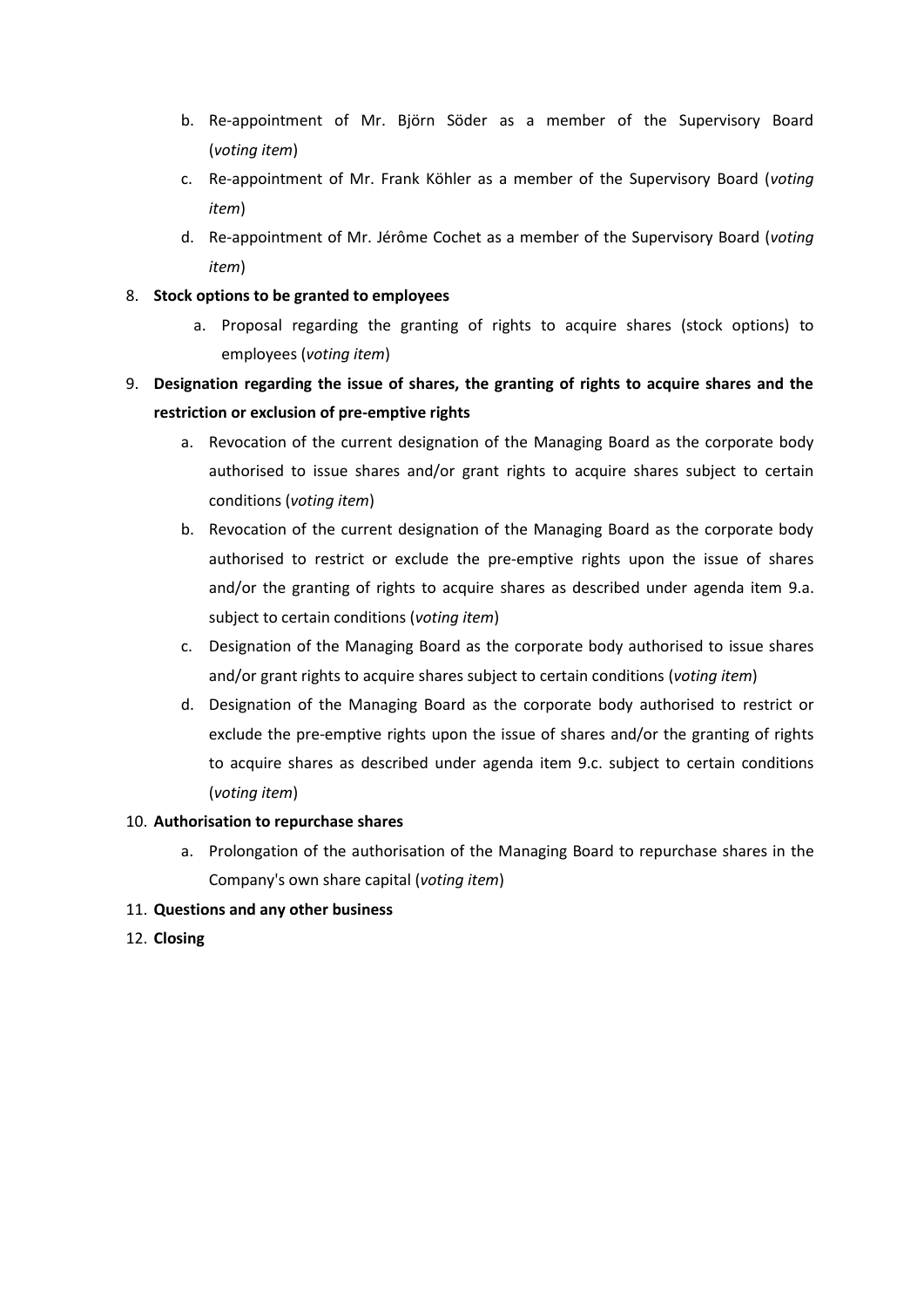b. Re-appointment of Mr. Björn Söder as a member of the Supervisory Board (*voting item*)

   c. Re-appointment of Mr. Frank Köhler as a member of the Supervisory Board (*voting item*)

   d. Re-appointment of Mr. Jérôme Cochet as a member of the Supervisory Board (*voting item*)

8. **Stock options to be granted to employees**

   a. Proposal regarding the granting of rights to acquire shares (stock options) to employees (*voting item*)

9. **Designation regarding the issue of shares, the granting of rights to acquire shares and the restriction or exclusion of pre-emptive rights**

   a. Revocation of the current designation of the Managing Board as the corporate body authorised to issue shares and/or grant rights to acquire shares subject to certain conditions (*voting item*)

   b. Revocation of the current designation of the Managing Board as the corporate body authorised to restrict or exclude the pre-emptive rights upon the issue of shares and/or the granting of rights to acquire shares as described under agenda item 9.a. subject to certain conditions (*voting item*)

   c. Designation of the Managing Board as the corporate body authorised to issue shares and/or grant rights to acquire shares subject to certain conditions (*voting item*)

   d. Designation of the Managing Board as the corporate body authorised to restrict or exclude the pre-emptive rights upon the issue of shares and/or the granting of rights to acquire shares as described under agenda item 9.c. subject to certain conditions (*voting item*)

10. **Authorisation to repurchase shares**

    a. Prolongation of the authorisation of the Managing Board to repurchase shares in the Company's own share capital (*voting item*)

11. **Questions and any other business**

12. **Closing**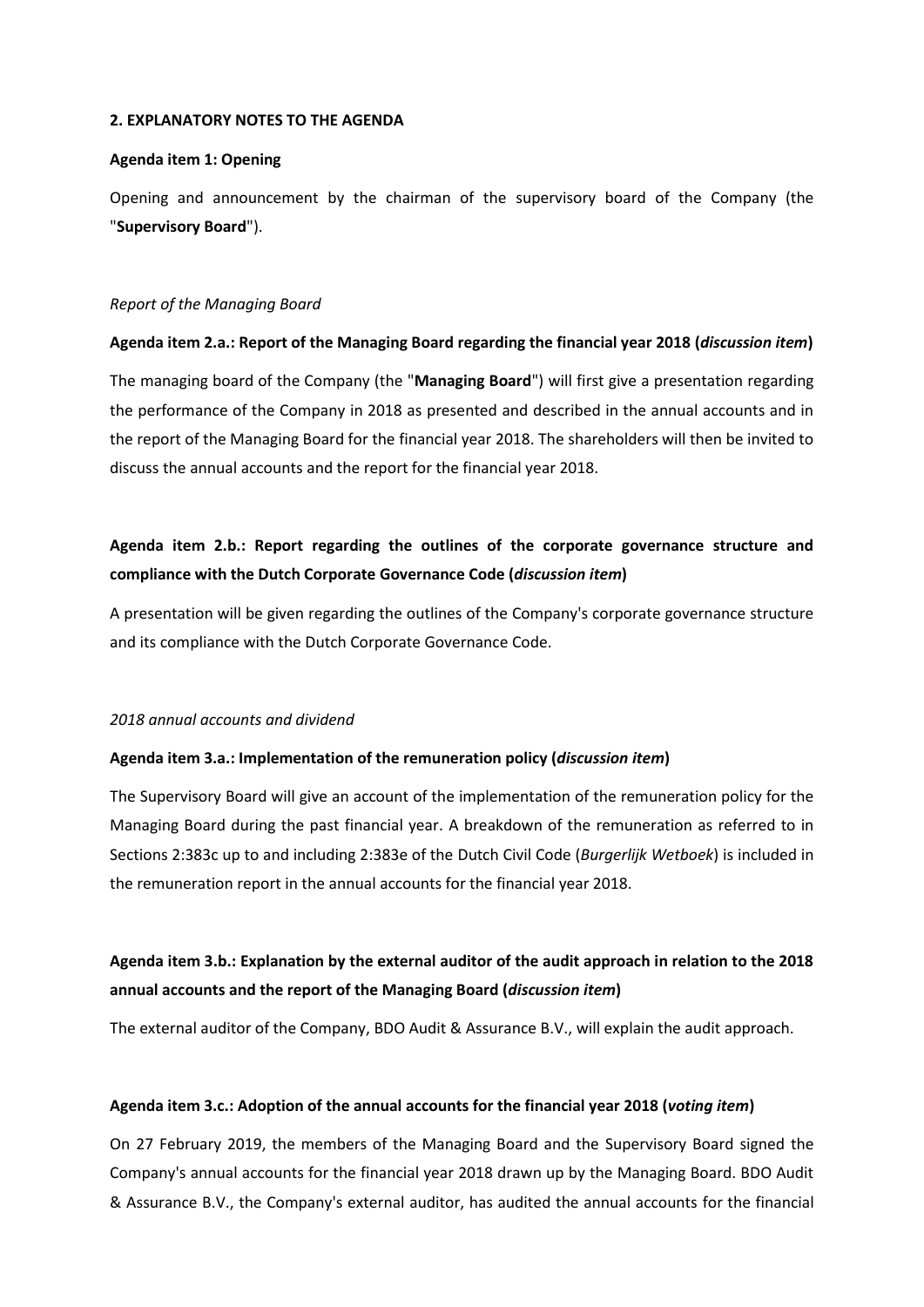## 2. EXPLANATORY NOTES TO THE AGENDA

**Agenda item 1: Opening**

Opening and announcement by the chairman of the supervisory board of the Company (the "**Supervisory Board**").

*Report of the Managing Board*

**Agenda item 2.a.: Report of the Managing Board regarding the financial year 2018 (*discussion item*)**

The managing board of the Company (the "**Managing Board**") will first give a presentation regarding the performance of the Company in 2018 as presented and described in the annual accounts and in the report of the Managing Board for the financial year 2018. The shareholders will then be invited to discuss the annual accounts and the report for the financial year 2018.

**Agenda item 2.b.: Report regarding the outlines of the corporate governance structure and compliance with the Dutch Corporate Governance Code (*discussion item*)**

A presentation will be given regarding the outlines of the Company's corporate governance structure and its compliance with the Dutch Corporate Governance Code.

*2018 annual accounts and dividend*

**Agenda item 3.a.: Implementation of the remuneration policy (*discussion item*)**

The Supervisory Board will give an account of the implementation of the remuneration policy for the Managing Board during the past financial year. A breakdown of the remuneration as referred to in Sections 2:383c up to and including 2:383e of the Dutch Civil Code (*Burgerlijk Wetboek*) is included in the remuneration report in the annual accounts for the financial year 2018.

**Agenda item 3.b.: Explanation by the external auditor of the audit approach in relation to the 2018 annual accounts and the report of the Managing Board (*discussion item*)**

The external auditor of the Company, BDO Audit & Assurance B.V., will explain the audit approach.

**Agenda item 3.c.: Adoption of the annual accounts for the financial year 2018 (*voting item*)**

On 27 February 2019, the members of the Managing Board and the Supervisory Board signed the Company's annual accounts for the financial year 2018 drawn up by the Managing Board. BDO Audit & Assurance B.V., the Company's external auditor, has audited the annual accounts for the financial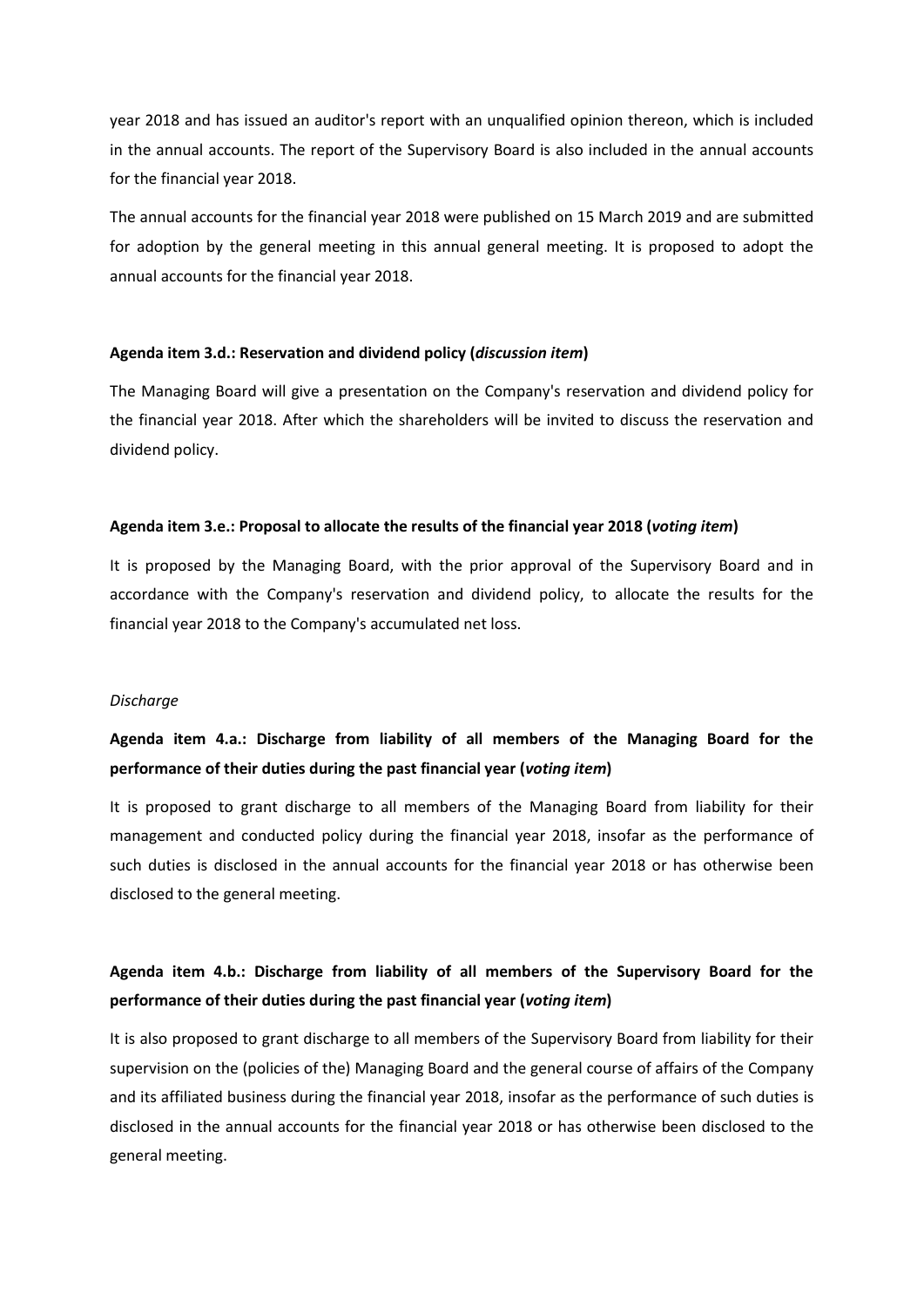year 2018 and has issued an auditor's report with an unqualified opinion thereon, which is included in the annual accounts. The report of the Supervisory Board is also included in the annual accounts for the financial year 2018.

The annual accounts for the financial year 2018 were published on 15 March 2019 and are submitted for adoption by the general meeting in this annual general meeting. It is proposed to adopt the annual accounts for the financial year 2018.

**Agenda item 3.d.: Reservation and dividend policy (*discussion item*)**

The Managing Board will give a presentation on the Company's reservation and dividend policy for the financial year 2018. After which the shareholders will be invited to discuss the reservation and dividend policy.

**Agenda item 3.e.: Proposal to allocate the results of the financial year 2018 (*voting item*)**

It is proposed by the Managing Board, with the prior approval of the Supervisory Board and in accordance with the Company's reservation and dividend policy, to allocate the results for the financial year 2018 to the Company's accumulated net loss.

*Discharge*

**Agenda item 4.a.: Discharge from liability of all members of the Managing Board for the performance of their duties during the past financial year (*voting item*)**

It is proposed to grant discharge to all members of the Managing Board from liability for their management and conducted policy during the financial year 2018, insofar as the performance of such duties is disclosed in the annual accounts for the financial year 2018 or has otherwise been disclosed to the general meeting.

**Agenda item 4.b.: Discharge from liability of all members of the Supervisory Board for the performance of their duties during the past financial year (*voting item*)**

It is also proposed to grant discharge to all members of the Supervisory Board from liability for their supervision on the (policies of the) Managing Board and the general course of affairs of the Company and its affiliated business during the financial year 2018, insofar as the performance of such duties is disclosed in the annual accounts for the financial year 2018 or has otherwise been disclosed to the general meeting.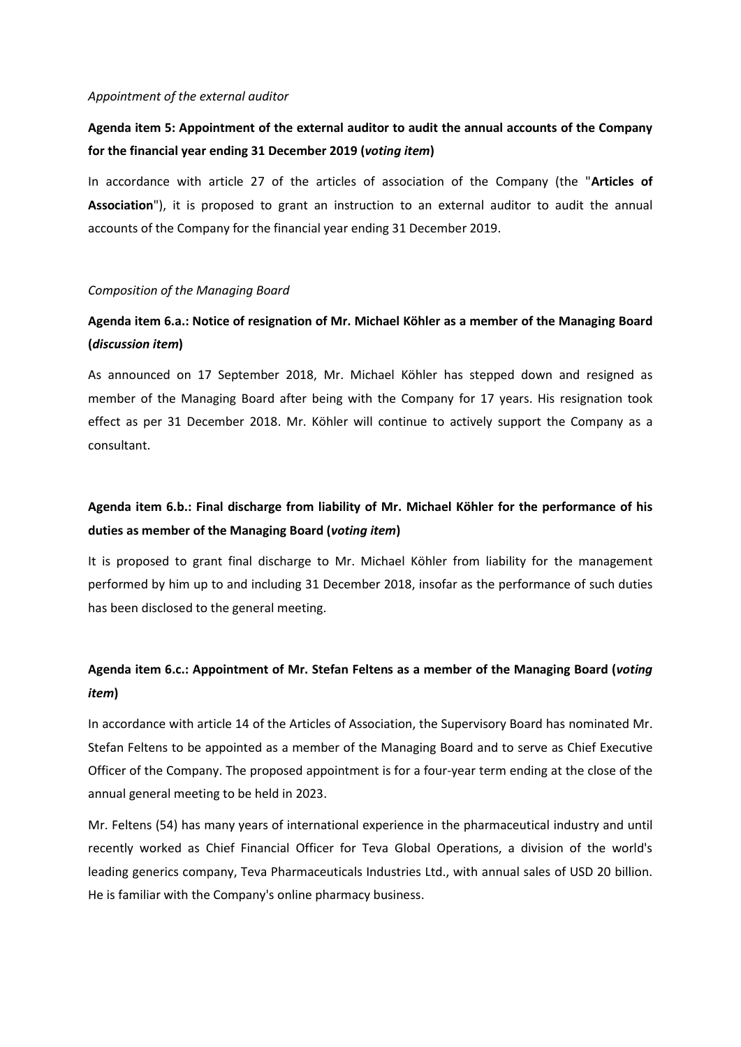*Appointment of the external auditor*

**Agenda item 5: Appointment of the external auditor to audit the annual accounts of the Company for the financial year ending 31 December 2019 (*voting item*)**

In accordance with article 27 of the articles of association of the Company (the "**Articles of Association**"), it is proposed to grant an instruction to an external auditor to audit the annual accounts of the Company for the financial year ending 31 December 2019.

*Composition of the Managing Board*

**Agenda item 6.a.: Notice of resignation of Mr. Michael Köhler as a member of the Managing Board (*discussion item*)**

As announced on 17 September 2018, Mr. Michael Köhler has stepped down and resigned as member of the Managing Board after being with the Company for 17 years. His resignation took effect as per 31 December 2018. Mr. Köhler will continue to actively support the Company as a consultant.

**Agenda item 6.b.: Final discharge from liability of Mr. Michael Köhler for the performance of his duties as member of the Managing Board (*voting item*)**

It is proposed to grant final discharge to Mr. Michael Köhler from liability for the management performed by him up to and including 31 December 2018, insofar as the performance of such duties has been disclosed to the general meeting.

**Agenda item 6.c.: Appointment of Mr. Stefan Feltens as a member of the Managing Board (*voting item*)**

In accordance with article 14 of the Articles of Association, the Supervisory Board has nominated Mr. Stefan Feltens to be appointed as a member of the Managing Board and to serve as Chief Executive Officer of the Company. The proposed appointment is for a four-year term ending at the close of the annual general meeting to be held in 2023.

Mr. Feltens (54) has many years of international experience in the pharmaceutical industry and until recently worked as Chief Financial Officer for Teva Global Operations, a division of the world's leading generics company, Teva Pharmaceuticals Industries Ltd., with annual sales of USD 20 billion. He is familiar with the Company's online pharmacy business.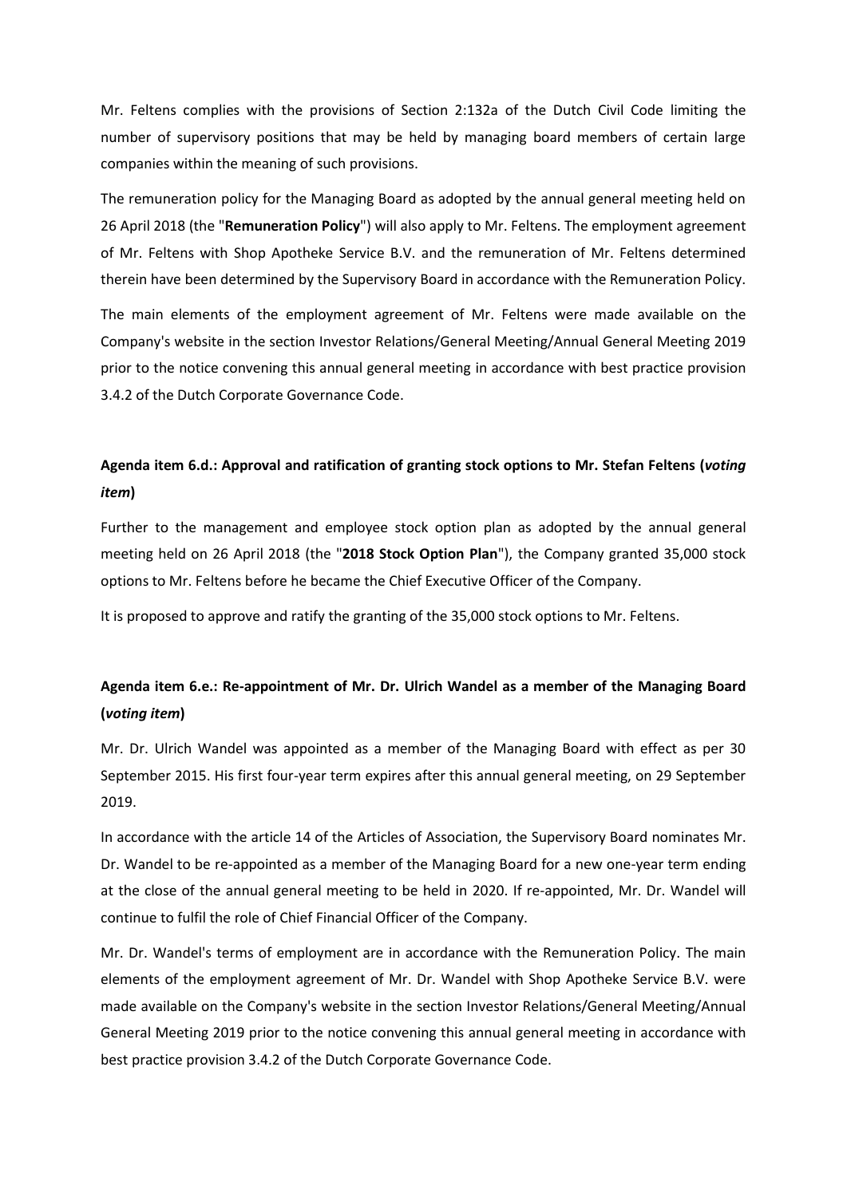Mr. Feltens complies with the provisions of Section 2:132a of the Dutch Civil Code limiting the number of supervisory positions that may be held by managing board members of certain large companies within the meaning of such provisions.

The remuneration policy for the Managing Board as adopted by the annual general meeting held on 26 April 2018 (the "**Remuneration Policy**") will also apply to Mr. Feltens. The employment agreement of Mr. Feltens with Shop Apotheke Service B.V. and the remuneration of Mr. Feltens determined therein have been determined by the Supervisory Board in accordance with the Remuneration Policy.

The main elements of the employment agreement of Mr. Feltens were made available on the Company's website in the section Investor Relations/General Meeting/Annual General Meeting 2019 prior to the notice convening this annual general meeting in accordance with best practice provision 3.4.2 of the Dutch Corporate Governance Code.

**Agenda item 6.d.: Approval and ratification of granting stock options to Mr. Stefan Feltens (*voting item*)**

Further to the management and employee stock option plan as adopted by the annual general meeting held on 26 April 2018 (the "**2018 Stock Option Plan**"), the Company granted 35,000 stock options to Mr. Feltens before he became the Chief Executive Officer of the Company.

It is proposed to approve and ratify the granting of the 35,000 stock options to Mr. Feltens.

**Agenda item 6.e.: Re-appointment of Mr. Dr. Ulrich Wandel as a member of the Managing Board (*voting item*)**

Mr. Dr. Ulrich Wandel was appointed as a member of the Managing Board with effect as per 30 September 2015. His first four-year term expires after this annual general meeting, on 29 September 2019.

In accordance with the article 14 of the Articles of Association, the Supervisory Board nominates Mr. Dr. Wandel to be re-appointed as a member of the Managing Board for a new one-year term ending at the close of the annual general meeting to be held in 2020. If re-appointed, Mr. Dr. Wandel will continue to fulfil the role of Chief Financial Officer of the Company.

Mr. Dr. Wandel's terms of employment are in accordance with the Remuneration Policy. The main elements of the employment agreement of Mr. Dr. Wandel with Shop Apotheke Service B.V. were made available on the Company's website in the section Investor Relations/General Meeting/Annual General Meeting 2019 prior to the notice convening this annual general meeting in accordance with best practice provision 3.4.2 of the Dutch Corporate Governance Code.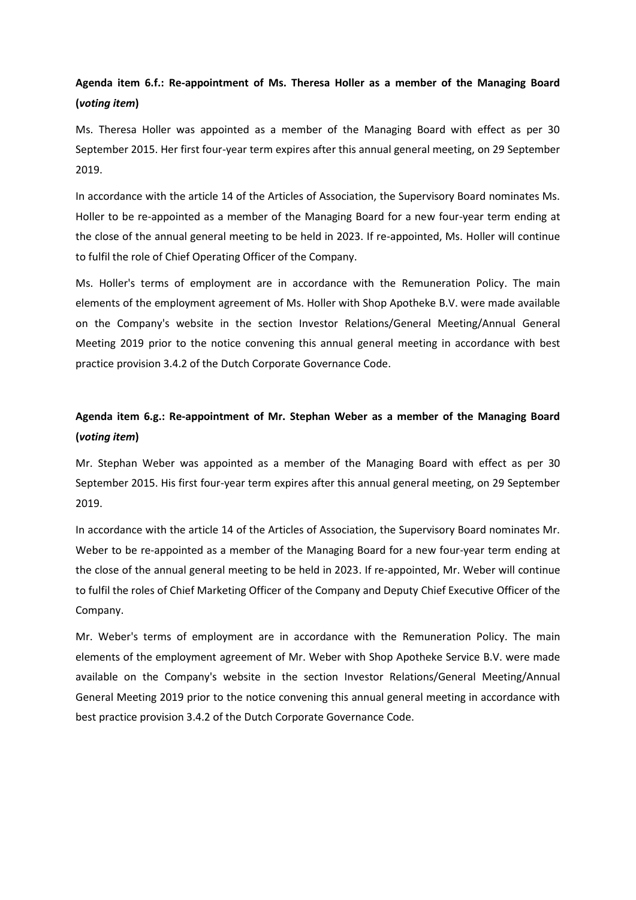**Agenda item 6.f.: Re-appointment of Ms. Theresa Holler as a member of the Managing Board (*voting item*)**

Ms. Theresa Holler was appointed as a member of the Managing Board with effect as per 30 September 2015. Her first four-year term expires after this annual general meeting, on 29 September 2019.

In accordance with the article 14 of the Articles of Association, the Supervisory Board nominates Ms. Holler to be re-appointed as a member of the Managing Board for a new four-year term ending at the close of the annual general meeting to be held in 2023. If re-appointed, Ms. Holler will continue to fulfil the role of Chief Operating Officer of the Company.

Ms. Holler's terms of employment are in accordance with the Remuneration Policy. The main elements of the employment agreement of Ms. Holler with Shop Apotheke B.V. were made available on the Company's website in the section Investor Relations/General Meeting/Annual General Meeting 2019 prior to the notice convening this annual general meeting in accordance with best practice provision 3.4.2 of the Dutch Corporate Governance Code.

**Agenda item 6.g.: Re-appointment of Mr. Stephan Weber as a member of the Managing Board (*voting item*)**

Mr. Stephan Weber was appointed as a member of the Managing Board with effect as per 30 September 2015. His first four-year term expires after this annual general meeting, on 29 September 2019.

In accordance with the article 14 of the Articles of Association, the Supervisory Board nominates Mr. Weber to be re-appointed as a member of the Managing Board for a new four-year term ending at the close of the annual general meeting to be held in 2023. If re-appointed, Mr. Weber will continue to fulfil the roles of Chief Marketing Officer of the Company and Deputy Chief Executive Officer of the Company.

Mr. Weber's terms of employment are in accordance with the Remuneration Policy. The main elements of the employment agreement of Mr. Weber with Shop Apotheke Service B.V. were made available on the Company's website in the section Investor Relations/General Meeting/Annual General Meeting 2019 prior to the notice convening this annual general meeting in accordance with best practice provision 3.4.2 of the Dutch Corporate Governance Code.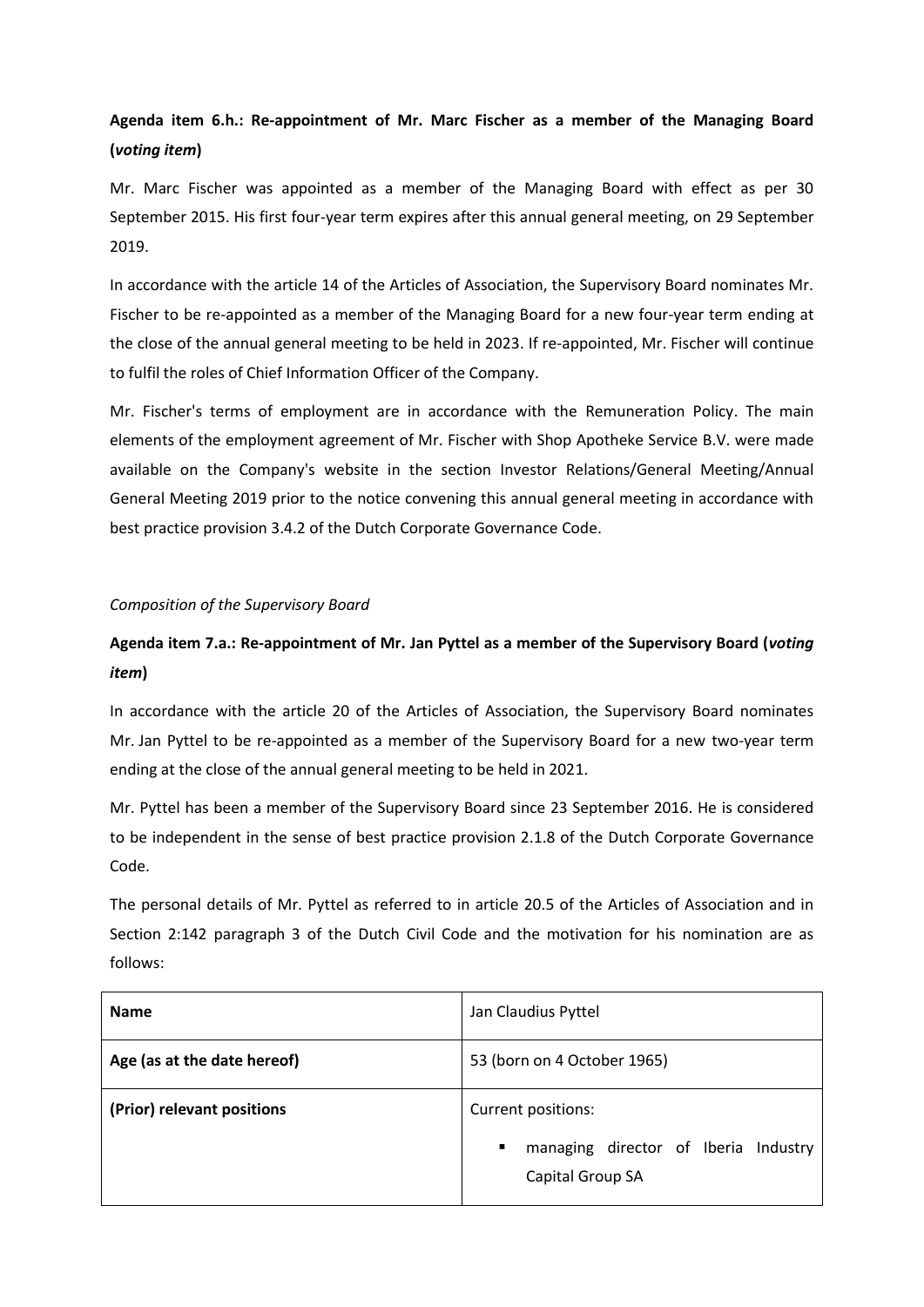**Agenda item 6.h.: Re-appointment of Mr. Marc Fischer as a member of the Managing Board (*voting item*)**

Mr. Marc Fischer was appointed as a member of the Managing Board with effect as per 30 September 2015. His first four-year term expires after this annual general meeting, on 29 September 2019.

In accordance with the article 14 of the Articles of Association, the Supervisory Board nominates Mr. Fischer to be re-appointed as a member of the Managing Board for a new four-year term ending at the close of the annual general meeting to be held in 2023. If re-appointed, Mr. Fischer will continue to fulfil the roles of Chief Information Officer of the Company.

Mr. Fischer's terms of employment are in accordance with the Remuneration Policy. The main elements of the employment agreement of Mr. Fischer with Shop Apotheke Service B.V. were made available on the Company's website in the section Investor Relations/General Meeting/Annual General Meeting 2019 prior to the notice convening this annual general meeting in accordance with best practice provision 3.4.2 of the Dutch Corporate Governance Code.

*Composition of the Supervisory Board*

**Agenda item 7.a.: Re-appointment of Mr. Jan Pyttel as a member of the Supervisory Board (*voting item*)**

In accordance with the article 20 of the Articles of Association, the Supervisory Board nominates Mr. Jan Pyttel to be re-appointed as a member of the Supervisory Board for a new two-year term ending at the close of the annual general meeting to be held in 2021.

Mr. Pyttel has been a member of the Supervisory Board since 23 September 2016. He is considered to be independent in the sense of best practice provision 2.1.8 of the Dutch Corporate Governance Code.

The personal details of Mr. Pyttel as referred to in article 20.5 of the Articles of Association and in Section 2:142 paragraph 3 of the Dutch Civil Code and the motivation for his nomination are as follows:

| **Name** | Jan Claudius Pyttel |
|---|---|
| **Age (as at the date hereof)** | 53 (born on 4 October 1965) |
| **(Prior) relevant positions** | Current positions:<br>▪ managing director of Iberia Industry Capital Group SA |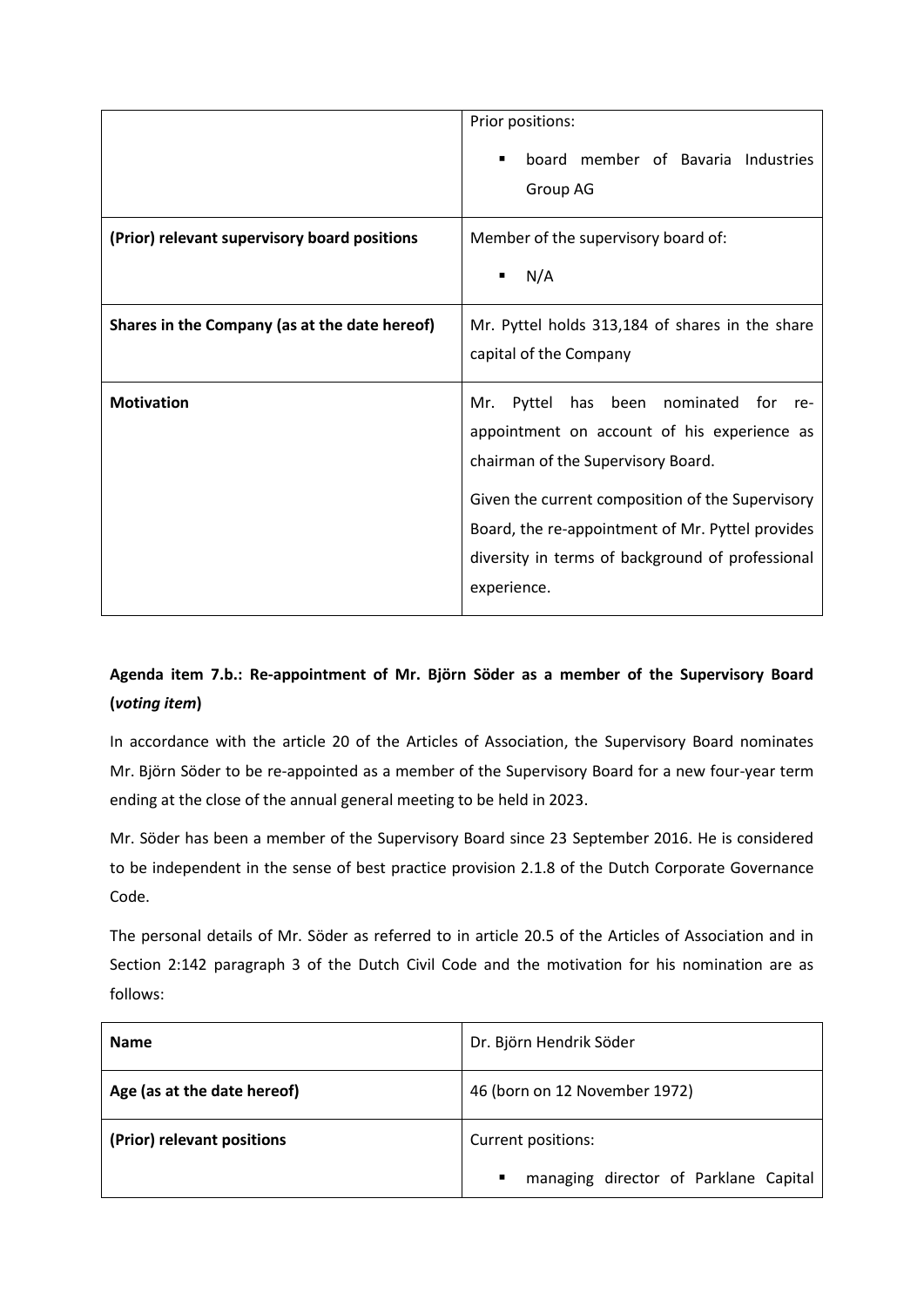| | |
|---|---|
| | Prior positions:<br>▪ board member of Bavaria Industries Group AG |
| **(Prior) relevant supervisory board positions** | Member of the supervisory board of:<br>▪ N/A |
| **Shares in the Company (as at the date hereof)** | Mr. Pyttel holds 313,184 of shares in the share capital of the Company |
| **Motivation** | Mr. Pyttel has been nominated for re-appointment on account of his experience as chairman of the Supervisory Board.<br><br>Given the current composition of the Supervisory Board, the re-appointment of Mr. Pyttel provides diversity in terms of background of professional experience. |

**Agenda item 7.b.: Re-appointment of Mr. Björn Söder as a member of the Supervisory Board (*voting item*)**

In accordance with the article 20 of the Articles of Association, the Supervisory Board nominates Mr. Björn Söder to be re-appointed as a member of the Supervisory Board for a new four-year term ending at the close of the annual general meeting to be held in 2023.

Mr. Söder has been a member of the Supervisory Board since 23 September 2016. He is considered to be independent in the sense of best practice provision 2.1.8 of the Dutch Corporate Governance Code.

The personal details of Mr. Söder as referred to in article 20.5 of the Articles of Association and in Section 2:142 paragraph 3 of the Dutch Civil Code and the motivation for his nomination are as follows:

| | |
|---|---|
| **Name** | Dr. Björn Hendrik Söder |
| **Age (as at the date hereof)** | 46 (born on 12 November 1972) |
| **(Prior) relevant positions** | Current positions:<br>▪ managing director of Parklane Capital |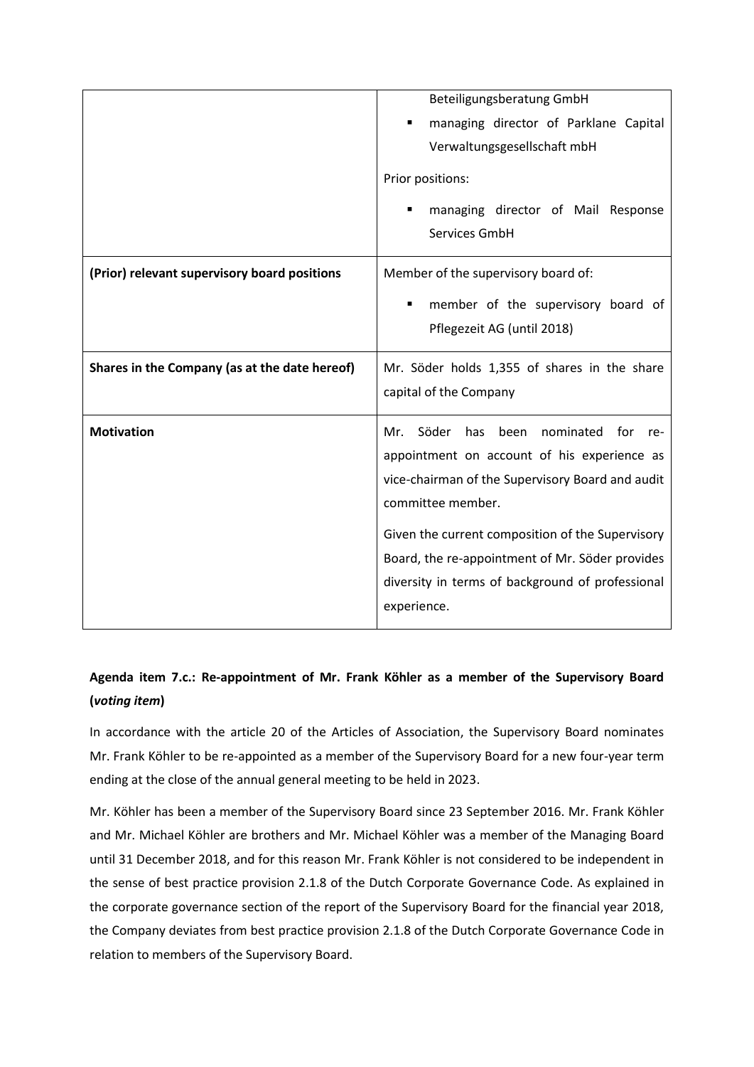| | |
|---|---|
| | Beteiligungsberatung GmbH<br>▪ managing director of Parklane Capital Verwaltungsgesellschaft mbH<br><br>Prior positions:<br>▪ managing director of Mail Response Services GmbH |
| **(Prior) relevant supervisory board positions** | Member of the supervisory board of:<br>▪ member of the supervisory board of Pflegezeit AG (until 2018) |
| **Shares in the Company (as at the date hereof)** | Mr. Söder holds 1,355 of shares in the share capital of the Company |
| **Motivation** | Mr. Söder has been nominated for re-appointment on account of his experience as vice-chairman of the Supervisory Board and audit committee member.<br><br>Given the current composition of the Supervisory Board, the re-appointment of Mr. Söder provides diversity in terms of background of professional experience. |

**Agenda item 7.c.: Re-appointment of Mr. Frank Köhler as a member of the Supervisory Board (*voting item*)**

In accordance with the article 20 of the Articles of Association, the Supervisory Board nominates Mr. Frank Köhler to be re-appointed as a member of the Supervisory Board for a new four-year term ending at the close of the annual general meeting to be held in 2023.

Mr. Köhler has been a member of the Supervisory Board since 23 September 2016. Mr. Frank Köhler and Mr. Michael Köhler are brothers and Mr. Michael Köhler was a member of the Managing Board until 31 December 2018, and for this reason Mr. Frank Köhler is not considered to be independent in the sense of best practice provision 2.1.8 of the Dutch Corporate Governance Code. As explained in the corporate governance section of the report of the Supervisory Board for the financial year 2018, the Company deviates from best practice provision 2.1.8 of the Dutch Corporate Governance Code in relation to members of the Supervisory Board.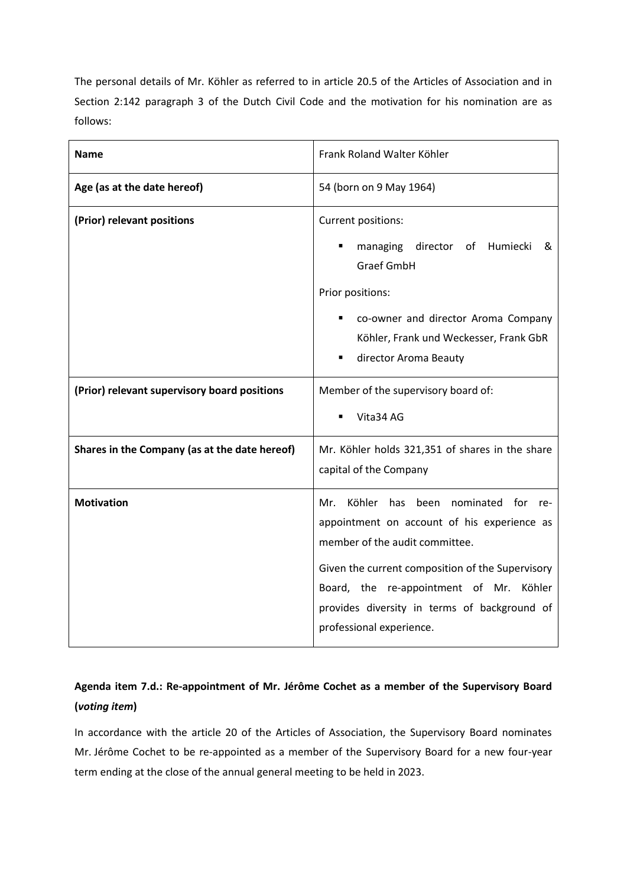The personal details of Mr. Köhler as referred to in article 20.5 of the Articles of Association and in Section 2:142 paragraph 3 of the Dutch Civil Code and the motivation for his nomination are as follows:

| **Name** | Frank Roland Walter Köhler |
|---|---|
| **Age (as at the date hereof)** | 54 (born on 9 May 1964) |
| **(Prior) relevant positions** | Current positions:<br>▪ managing director of Humiecki & Graef GmbH<br>Prior positions:<br>▪ co-owner and director Aroma Company Köhler, Frank und Weckesser, Frank GbR<br>▪ director Aroma Beauty |
| **(Prior) relevant supervisory board positions** | Member of the supervisory board of:<br>▪ Vita34 AG |
| **Shares in the Company (as at the date hereof)** | Mr. Köhler holds 321,351 of shares in the share capital of the Company |
| **Motivation** | Mr. Köhler has been nominated for re-appointment on account of his experience as member of the audit committee.<br>Given the current composition of the Supervisory Board, the re-appointment of Mr. Köhler provides diversity in terms of background of professional experience. |

### Agenda item 7.d.: Re-appointment of Mr. Jérôme Cochet as a member of the Supervisory Board (*voting item*)

In accordance with the article 20 of the Articles of Association, the Supervisory Board nominates Mr. Jérôme Cochet to be re-appointed as a member of the Supervisory Board for a new four-year term ending at the close of the annual general meeting to be held in 2023.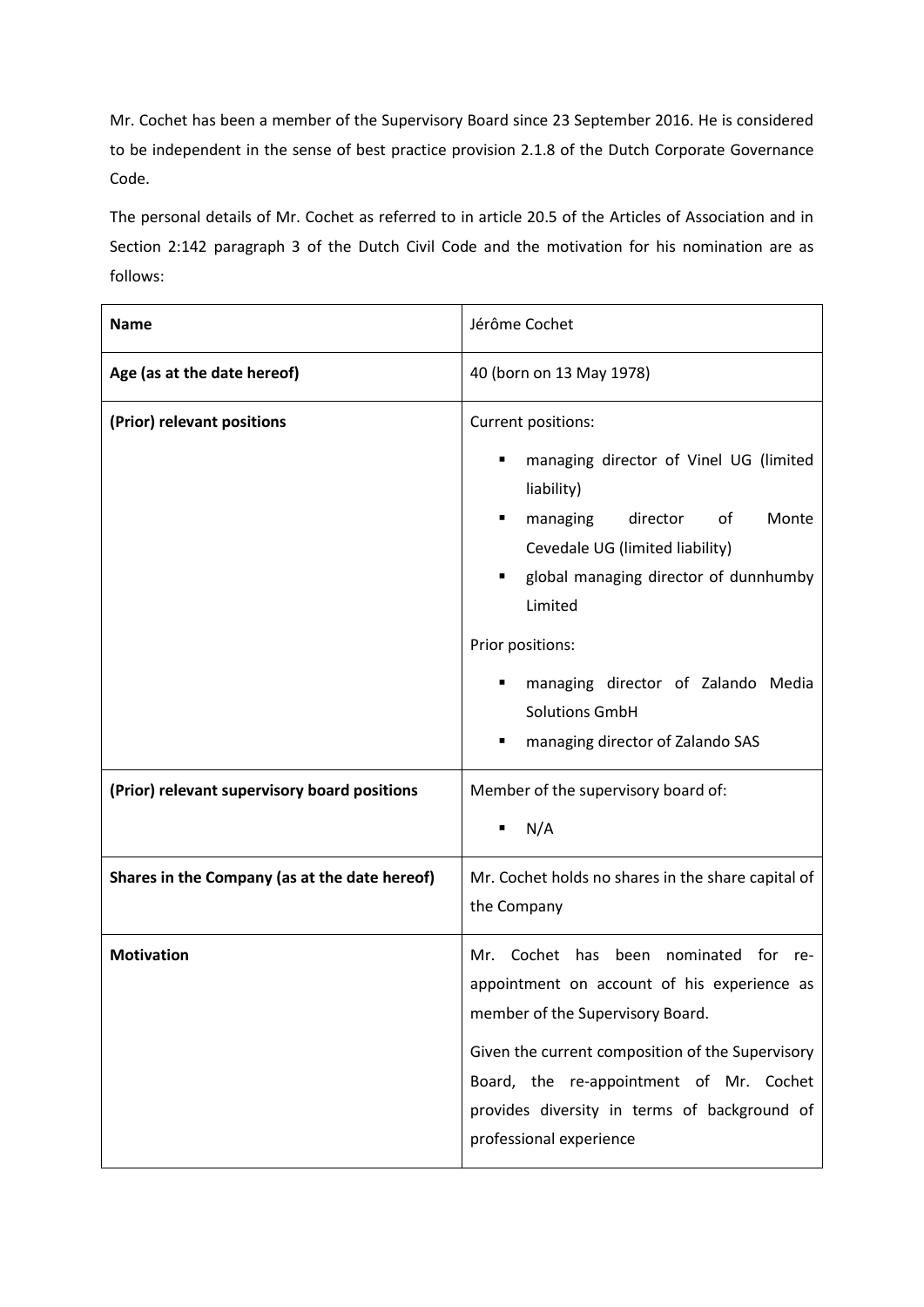Mr. Cochet has been a member of the Supervisory Board since 23 September 2016. He is considered to be independent in the sense of best practice provision 2.1.8 of the Dutch Corporate Governance Code.

The personal details of Mr. Cochet as referred to in article 20.5 of the Articles of Association and in Section 2:142 paragraph 3 of the Dutch Civil Code and the motivation for his nomination are as follows:

| **Name** | Jérôme Cochet |
|---|---|
| **Age (as at the date hereof)** | 40 (born on 13 May 1978) |
| **(Prior) relevant positions** | Current positions:<br>▪ managing director of Vinel UG (limited liability)<br>▪ managing director of Monte Cevedale UG (limited liability)<br>▪ global managing director of dunnhumby Limited<br><br>Prior positions:<br>▪ managing director of Zalando Media Solutions GmbH<br>▪ managing director of Zalando SAS |
| **(Prior) relevant supervisory board positions** | Member of the supervisory board of:<br>▪ N/A |
| **Shares in the Company (as at the date hereof)** | Mr. Cochet holds no shares in the share capital of the Company |
| **Motivation** | Mr. Cochet has been nominated for re-appointment on account of his experience as member of the Supervisory Board.<br><br>Given the current composition of the Supervisory Board, the re-appointment of Mr. Cochet provides diversity in terms of background of professional experience |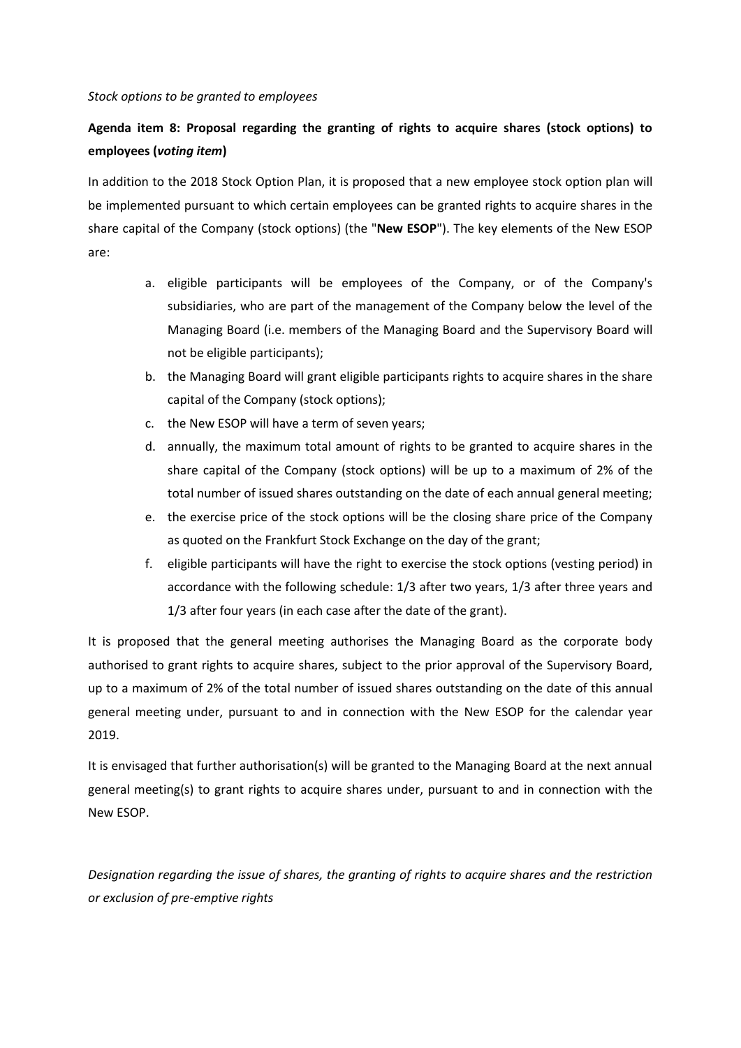*Stock options to be granted to employees*

**Agenda item 8: Proposal regarding the granting of rights to acquire shares (stock options) to employees (*voting item*)**

In addition to the 2018 Stock Option Plan, it is proposed that a new employee stock option plan will be implemented pursuant to which certain employees can be granted rights to acquire shares in the share capital of the Company (stock options) (the "**New ESOP**"). The key elements of the New ESOP are:

a. eligible participants will be employees of the Company, or of the Company's subsidiaries, who are part of the management of the Company below the level of the Managing Board (i.e. members of the Managing Board and the Supervisory Board will not be eligible participants);
b. the Managing Board will grant eligible participants rights to acquire shares in the share capital of the Company (stock options);
c. the New ESOP will have a term of seven years;
d. annually, the maximum total amount of rights to be granted to acquire shares in the share capital of the Company (stock options) will be up to a maximum of 2% of the total number of issued shares outstanding on the date of each annual general meeting;
e. the exercise price of the stock options will be the closing share price of the Company as quoted on the Frankfurt Stock Exchange on the day of the grant;
f. eligible participants will have the right to exercise the stock options (vesting period) in accordance with the following schedule: 1/3 after two years, 1/3 after three years and 1/3 after four years (in each case after the date of the grant).

It is proposed that the general meeting authorises the Managing Board as the corporate body authorised to grant rights to acquire shares, subject to the prior approval of the Supervisory Board, up to a maximum of 2% of the total number of issued shares outstanding on the date of this annual general meeting under, pursuant to and in connection with the New ESOP for the calendar year 2019.

It is envisaged that further authorisation(s) will be granted to the Managing Board at the next annual general meeting(s) to grant rights to acquire shares under, pursuant to and in connection with the New ESOP.

*Designation regarding the issue of shares, the granting of rights to acquire shares and the restriction or exclusion of pre-emptive rights*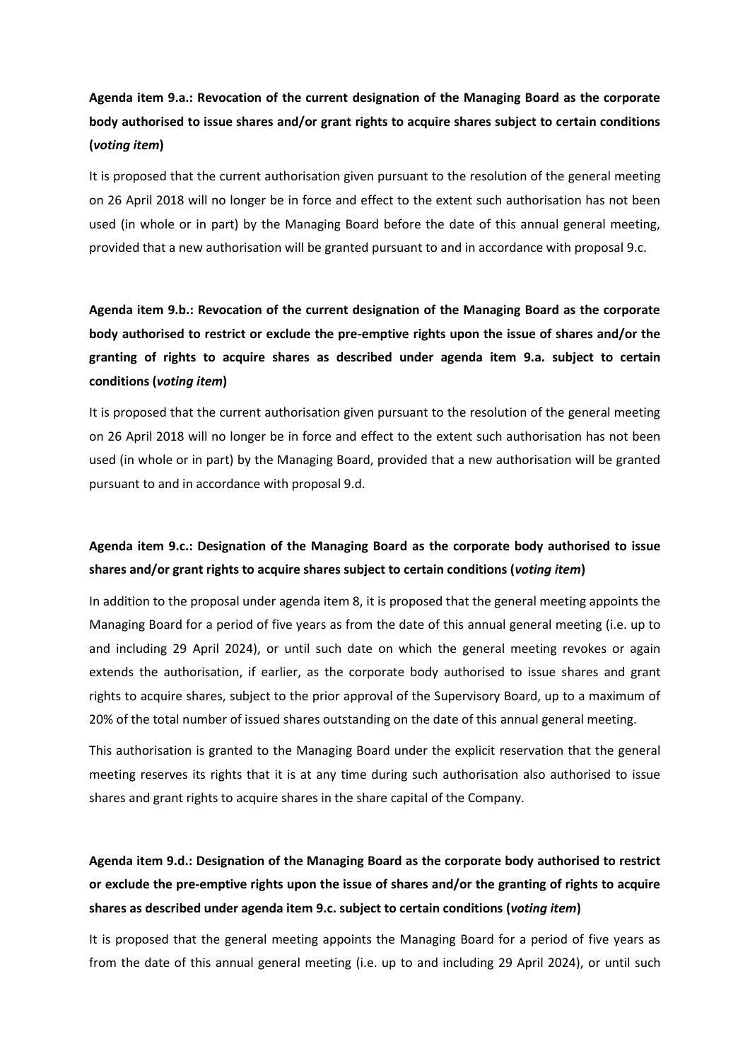**Agenda item 9.a.: Revocation of the current designation of the Managing Board as the corporate body authorised to issue shares and/or grant rights to acquire shares subject to certain conditions (*voting item*)**

It is proposed that the current authorisation given pursuant to the resolution of the general meeting on 26 April 2018 will no longer be in force and effect to the extent such authorisation has not been used (in whole or in part) by the Managing Board before the date of this annual general meeting, provided that a new authorisation will be granted pursuant to and in accordance with proposal 9.c.

**Agenda item 9.b.: Revocation of the current designation of the Managing Board as the corporate body authorised to restrict or exclude the pre-emptive rights upon the issue of shares and/or the granting of rights to acquire shares as described under agenda item 9.a. subject to certain conditions (*voting item*)**

It is proposed that the current authorisation given pursuant to the resolution of the general meeting on 26 April 2018 will no longer be in force and effect to the extent such authorisation has not been used (in whole or in part) by the Managing Board, provided that a new authorisation will be granted pursuant to and in accordance with proposal 9.d.

**Agenda item 9.c.: Designation of the Managing Board as the corporate body authorised to issue shares and/or grant rights to acquire shares subject to certain conditions (*voting item*)**

In addition to the proposal under agenda item 8, it is proposed that the general meeting appoints the Managing Board for a period of five years as from the date of this annual general meeting (i.e. up to and including 29 April 2024), or until such date on which the general meeting revokes or again extends the authorisation, if earlier, as the corporate body authorised to issue shares and grant rights to acquire shares, subject to the prior approval of the Supervisory Board, up to a maximum of 20% of the total number of issued shares outstanding on the date of this annual general meeting.

This authorisation is granted to the Managing Board under the explicit reservation that the general meeting reserves its rights that it is at any time during such authorisation also authorised to issue shares and grant rights to acquire shares in the share capital of the Company.

**Agenda item 9.d.: Designation of the Managing Board as the corporate body authorised to restrict or exclude the pre-emptive rights upon the issue of shares and/or the granting of rights to acquire shares as described under agenda item 9.c. subject to certain conditions (*voting item*)**

It is proposed that the general meeting appoints the Managing Board for a period of five years as from the date of this annual general meeting (i.e. up to and including 29 April 2024), or until such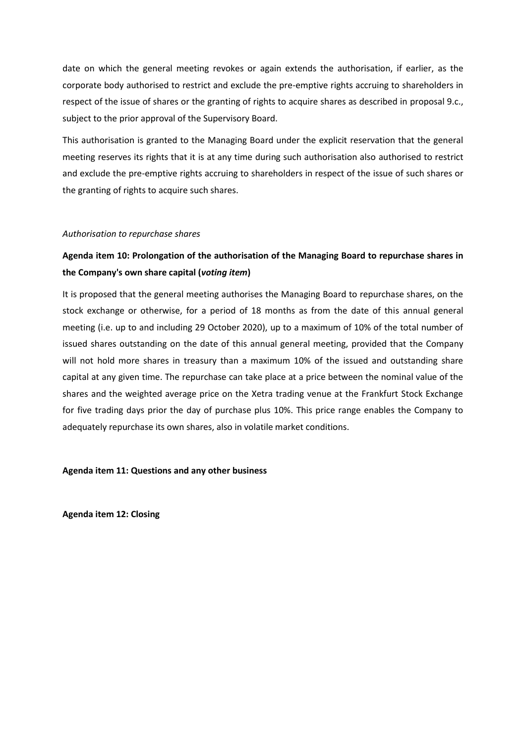date on which the general meeting revokes or again extends the authorisation, if earlier, as the corporate body authorised to restrict and exclude the pre-emptive rights accruing to shareholders in respect of the issue of shares or the granting of rights to acquire shares as described in proposal 9.c., subject to the prior approval of the Supervisory Board.

This authorisation is granted to the Managing Board under the explicit reservation that the general meeting reserves its rights that it is at any time during such authorisation also authorised to restrict and exclude the pre-emptive rights accruing to shareholders in respect of the issue of such shares or the granting of rights to acquire such shares.

*Authorisation to repurchase shares*

**Agenda item 10: Prolongation of the authorisation of the Managing Board to repurchase shares in the Company's own share capital (*voting item*)**

It is proposed that the general meeting authorises the Managing Board to repurchase shares, on the stock exchange or otherwise, for a period of 18 months as from the date of this annual general meeting (i.e. up to and including 29 October 2020), up to a maximum of 10% of the total number of issued shares outstanding on the date of this annual general meeting, provided that the Company will not hold more shares in treasury than a maximum 10% of the issued and outstanding share capital at any given time. The repurchase can take place at a price between the nominal value of the shares and the weighted average price on the Xetra trading venue at the Frankfurt Stock Exchange for five trading days prior the day of purchase plus 10%. This price range enables the Company to adequately repurchase its own shares, also in volatile market conditions.

**Agenda item 11: Questions and any other business**

**Agenda item 12: Closing**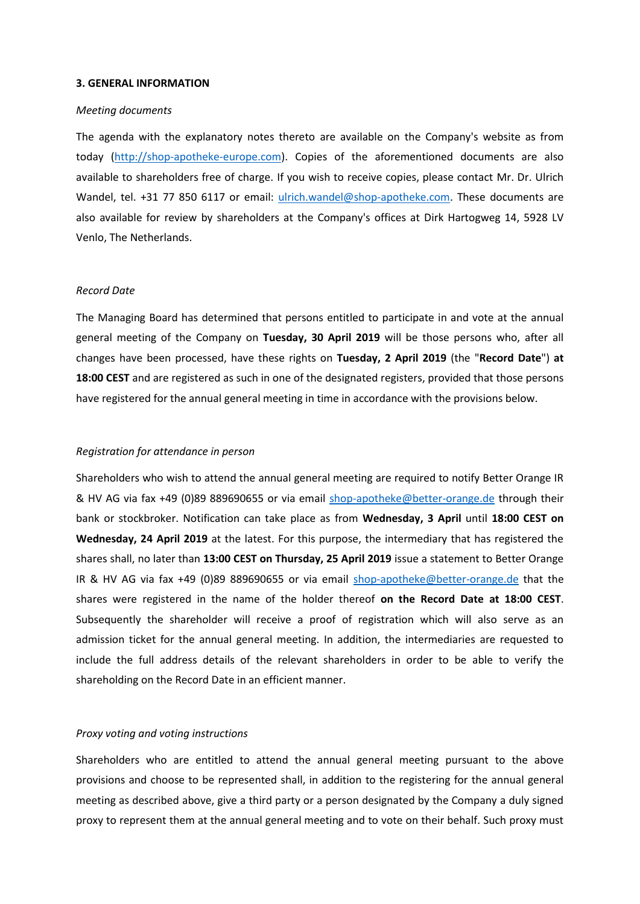**3. GENERAL INFORMATION**

*Meeting documents*

The agenda with the explanatory notes thereto are available on the Company's website as from today (http://shop-apotheke-europe.com). Copies of the aforementioned documents are also available to shareholders free of charge. If you wish to receive copies, please contact Mr. Dr. Ulrich Wandel, tel. +31 77 850 6117 or email: ulrich.wandel@shop-apotheke.com. These documents are also available for review by shareholders at the Company's offices at Dirk Hartogweg 14, 5928 LV Venlo, The Netherlands.

*Record Date*

The Managing Board has determined that persons entitled to participate in and vote at the annual general meeting of the Company on **Tuesday, 30 April 2019** will be those persons who, after all changes have been processed, have these rights on **Tuesday, 2 April 2019** (the "**Record Date**") **at 18:00 CEST** and are registered as such in one of the designated registers, provided that those persons have registered for the annual general meeting in time in accordance with the provisions below.

*Registration for attendance in person*

Shareholders who wish to attend the annual general meeting are required to notify Better Orange IR & HV AG via fax +49 (0)89 889690655 or via email shop-apotheke@better-orange.de through their bank or stockbroker. Notification can take place as from **Wednesday, 3 April** until **18:00 CEST on Wednesday, 24 April 2019** at the latest. For this purpose, the intermediary that has registered the shares shall, no later than **13:00 CEST on Thursday, 25 April 2019** issue a statement to Better Orange IR & HV AG via fax +49 (0)89 889690655 or via email shop-apotheke@better-orange.de that the shares were registered in the name of the holder thereof **on the Record Date at 18:00 CEST**. Subsequently the shareholder will receive a proof of registration which will also serve as an admission ticket for the annual general meeting. In addition, the intermediaries are requested to include the full address details of the relevant shareholders in order to be able to verify the shareholding on the Record Date in an efficient manner.

*Proxy voting and voting instructions*

Shareholders who are entitled to attend the annual general meeting pursuant to the above provisions and choose to be represented shall, in addition to the registering for the annual general meeting as described above, give a third party or a person designated by the Company a duly signed proxy to represent them at the annual general meeting and to vote on their behalf. Such proxy must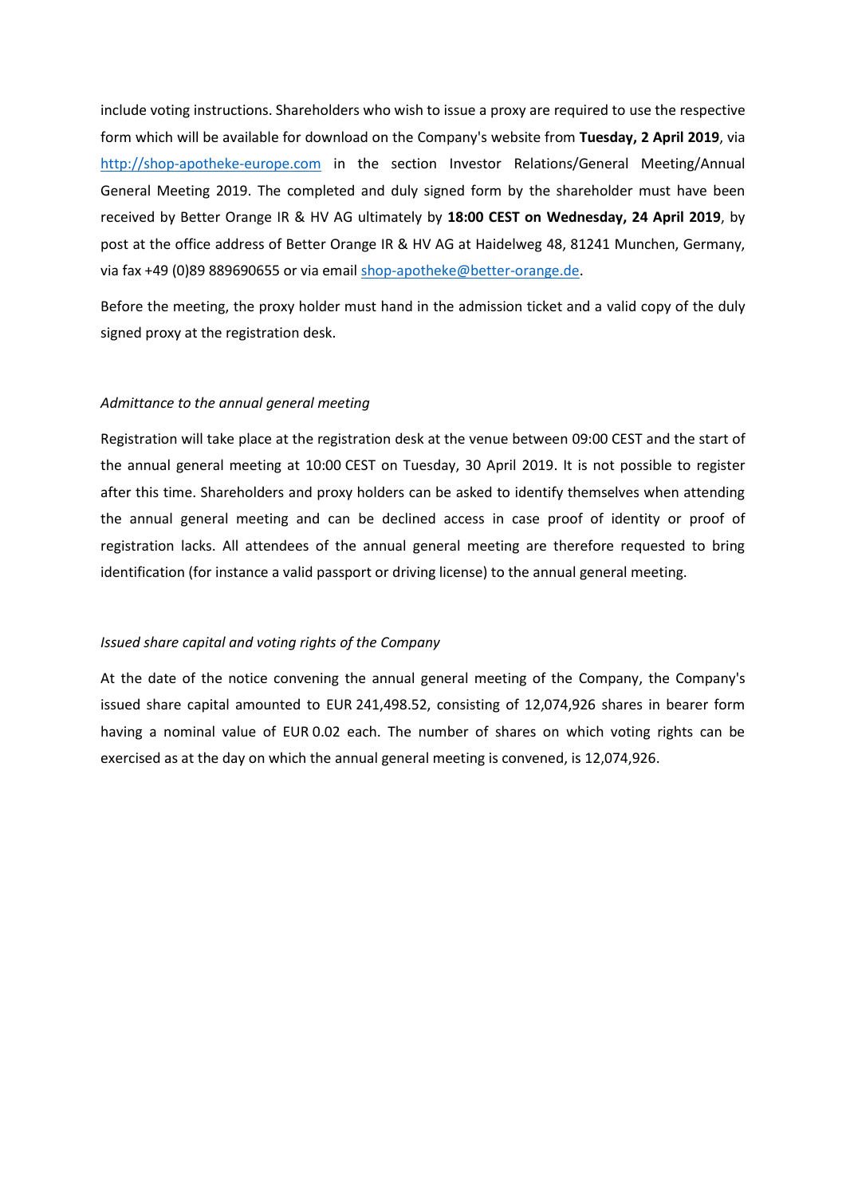include voting instructions. Shareholders who wish to issue a proxy are required to use the respective form which will be available for download on the Company's website from **Tuesday, 2 April 2019**, via [http://shop-apotheke-europe.com](http://shop-apotheke-europe.com) in the section Investor Relations/General Meeting/Annual General Meeting 2019. The completed and duly signed form by the shareholder must have been received by Better Orange IR & HV AG ultimately by **18:00 CEST on Wednesday, 24 April 2019**, by post at the office address of Better Orange IR & HV AG at Haidelweg 48, 81241 Munchen, Germany, via fax +49 (0)89 889690655 or via email [shop-apotheke@better-orange.de](mailto:shop-apotheke@better-orange.de).

Before the meeting, the proxy holder must hand in the admission ticket and a valid copy of the duly signed proxy at the registration desk.

*Admittance to the annual general meeting*

Registration will take place at the registration desk at the venue between 09:00 CEST and the start of the annual general meeting at 10:00 CEST on Tuesday, 30 April 2019. It is not possible to register after this time. Shareholders and proxy holders can be asked to identify themselves when attending the annual general meeting and can be declined access in case proof of identity or proof of registration lacks. All attendees of the annual general meeting are therefore requested to bring identification (for instance a valid passport or driving license) to the annual general meeting.

*Issued share capital and voting rights of the Company*

At the date of the notice convening the annual general meeting of the Company, the Company's issued share capital amounted to EUR 241,498.52, consisting of 12,074,926 shares in bearer form having a nominal value of EUR 0.02 each. The number of shares on which voting rights can be exercised as at the day on which the annual general meeting is convened, is 12,074,926.